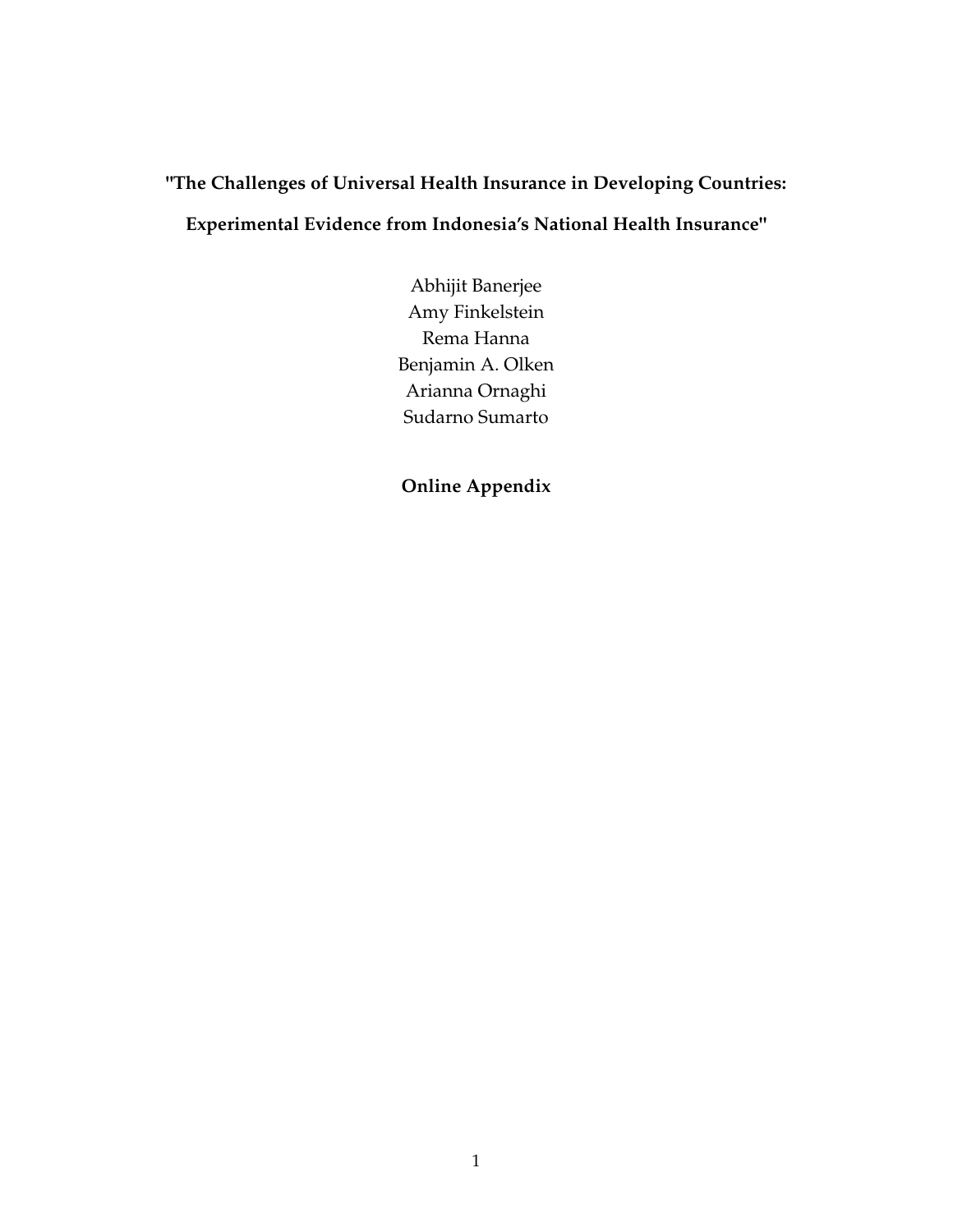# "The Challenges of Universal Health Insurance in Developing Countries: Experimental Evidence from Indonesia's National Health Insurance"

Abhijit Banerjee
Amy Finkelstein
Rema Hanna
Benjamin A. Olken
Arianna Ornaghi
Sudarno Sumarto

**Online Appendix**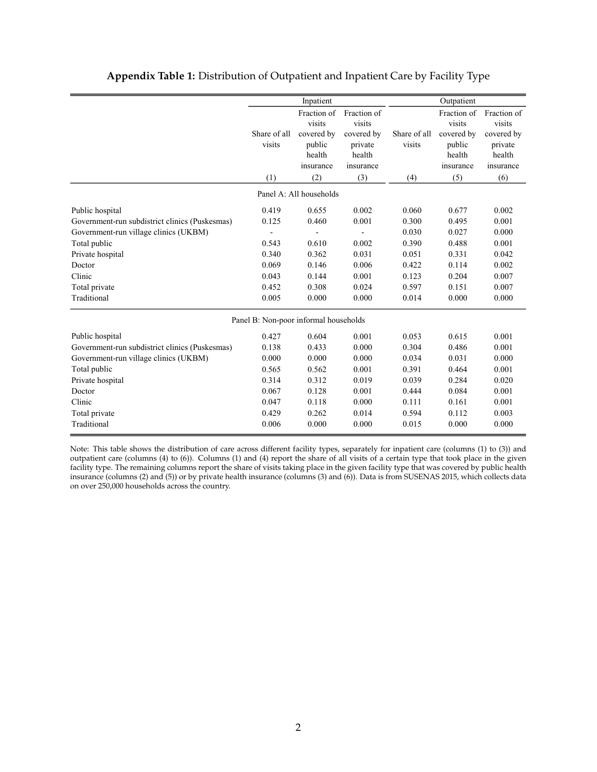**Appendix Table 1:** Distribution of Outpatient and Inpatient Care by Facility Type

| | Inpatient | | | Outpatient | | |
|---|---|---|---|---|---|---|
| | Share of all visits | Fraction of visits covered by public health insurance | Fraction of visits covered by private health insurance | Share of all visits | Fraction of visits covered by public health insurance | Fraction of visits covered by private health insurance |
| | (1) | (2) | (3) | (4) | (5) | (6) |
| Panel A: All households | | | | | | |
| Public hospital | 0.419 | 0.655 | 0.002 | 0.060 | 0.677 | 0.002 |
| Government-run subdistrict clinics (Puskesmas) | 0.125 | 0.460 | 0.001 | 0.300 | 0.495 | 0.001 |
| Government-run village clinics (UKBM) | - | - | - | 0.030 | 0.027 | 0.000 |
| Total public | 0.543 | 0.610 | 0.002 | 0.390 | 0.488 | 0.001 |
| Private hospital | 0.340 | 0.362 | 0.031 | 0.051 | 0.331 | 0.042 |
| Doctor | 0.069 | 0.146 | 0.006 | 0.422 | 0.114 | 0.002 |
| Clinic | 0.043 | 0.144 | 0.001 | 0.123 | 0.204 | 0.007 |
| Total private | 0.452 | 0.308 | 0.024 | 0.597 | 0.151 | 0.007 |
| Traditional | 0.005 | 0.000 | 0.000 | 0.014 | 0.000 | 0.000 |
| Panel B: Non-poor informal households | | | | | | |
| Public hospital | 0.427 | 0.604 | 0.001 | 0.053 | 0.615 | 0.001 |
| Government-run subdistrict clinics (Puskesmas) | 0.138 | 0.433 | 0.000 | 0.304 | 0.486 | 0.001 |
| Government-run village clinics (UKBM) | 0.000 | 0.000 | 0.000 | 0.034 | 0.031 | 0.000 |
| Total public | 0.565 | 0.562 | 0.001 | 0.391 | 0.464 | 0.001 |
| Private hospital | 0.314 | 0.312 | 0.019 | 0.039 | 0.284 | 0.020 |
| Doctor | 0.067 | 0.128 | 0.001 | 0.444 | 0.084 | 0.001 |
| Clinic | 0.047 | 0.118 | 0.000 | 0.111 | 0.161 | 0.001 |
| Total private | 0.429 | 0.262 | 0.014 | 0.594 | 0.112 | 0.003 |
| Traditional | 0.006 | 0.000 | 0.000 | 0.015 | 0.000 | 0.000 |

Note: This table shows the distribution of care across different facility types, separately for inpatient care (columns (1) to (3)) and outpatient care (columns (4) to (6)). Columns (1) and (4) report the share of all visits of a certain type that took place in the given facility type. The remaining columns report the share of visits taking place in the given facility type that was covered by public health insurance (columns (2) and (5)) or by private health insurance (columns (3) and (6)). Data is from SUSENAS 2015, which collects data on over 250,000 households across the country.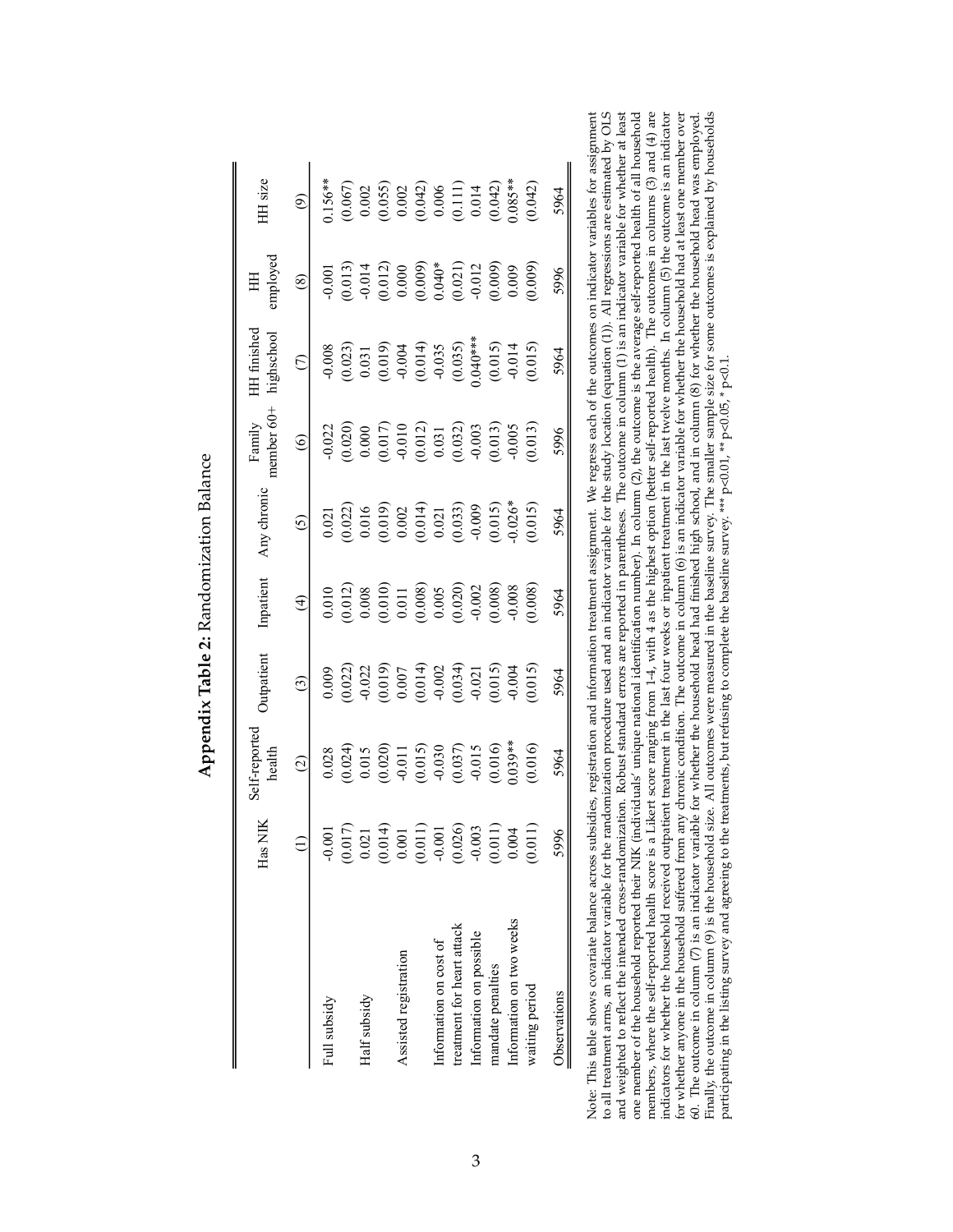**Appendix Table 2:** Randomization Balance

| | Has NIK | Self-reported health | Outpatient | Inpatient | Any chronic | Family member 60+ | HH finished highschool | HH employed | HH size |
|---|---|---|---|---|---|---|---|---|---|
| | (1) | (2) | (3) | (4) | (5) | (6) | (7) | (8) | (9) |
| Full subsidy | -0.001 | 0.028 | 0.009 | 0.010 | 0.021 | -0.022 | -0.008 | -0.001 | 0.156** |
| | (0.017) | (0.024) | (0.022) | (0.012) | (0.022) | (0.020) | (0.023) | (0.013) | (0.067) |
| Half subsidy | 0.021 | 0.015 | -0.022 | 0.008 | 0.016 | 0.000 | 0.031 | -0.014 | 0.002 |
| | (0.014) | (0.020) | (0.019) | (0.010) | (0.019) | (0.017) | (0.019) | (0.012) | (0.055) |
| Assisted registration | 0.001 | -0.011 | 0.007 | 0.011 | 0.002 | -0.010 | -0.004 | 0.000 | 0.002 |
| | (0.011) | (0.015) | (0.014) | (0.008) | (0.014) | (0.012) | (0.014) | (0.009) | (0.042) |
| Information on cost of treatment for heart attack | -0.001 | -0.030 | -0.002 | 0.005 | 0.021 | 0.031 | -0.035 | 0.040* | 0.006 |
| | (0.026) | (0.037) | (0.034) | (0.020) | (0.033) | (0.032) | (0.035) | (0.021) | (0.111) |
| Information on possible mandate penalties | -0.003 | -0.015 | -0.021 | -0.002 | -0.009 | -0.003 | 0.040*** | -0.012 | 0.014 |
| | (0.011) | (0.016) | (0.015) | (0.008) | (0.015) | (0.013) | (0.015) | (0.009) | (0.042) |
| Information on two weeks waiting period | 0.004 | 0.039** | -0.004 | -0.008 | -0.026* | -0.005 | -0.014 | 0.009 | 0.085** |
| | (0.011) | (0.016) | (0.015) | (0.008) | (0.015) | (0.013) | (0.015) | (0.009) | (0.042) |
| Observations | 5996 | 5964 | 5964 | 5964 | 5964 | 5996 | 5964 | 5996 | 5964 |

Note: This table shows covariate balance across subsidies, registration and information treatment assignment. We regress each of the outcomes on indicator variables for assignment to all treatment arms, an indicator variable for the randomization procedure used and an indicator variable for the study location (equation (1)). All regressions are estimated by OLS and weighted to reflect the intended cross-randomization. Robust standard errors are reported in parentheses. The outcome in column (1) is an indicator variable for whether at least one member of the household reported their NIK (individuals' unique national identification number). In column (2), the outcome is the average self-reported health of all household members, where the self-reported health score is a Likert score ranging from 1-4, with 4 as the highest option (better self-reported health). The outcomes in columns (3) and (4) are indicators for whether the household received outpatient treatment in the last four weeks or inpatient treatment in the last twelve months. In column (5) the outcome is an indicator for whether anyone in the household suffered from any chronic condition. The outcome in column (6) is an indicator variable for whether the household had at least one member over 60. The outcome in column (7) is an indicator variable for whether the household head had finished high school, and in column (8) for whether the household head was employed. Finally, the outcome in column (9) is the household size. All outcomes were measured in the baseline survey. The smaller sample size for some outcomes is explained by households participating in the listing survey and agreeing to the treatments, but refusing to complete the baseline survey. *** p<0.01, ** p<0.05, * p<0.1.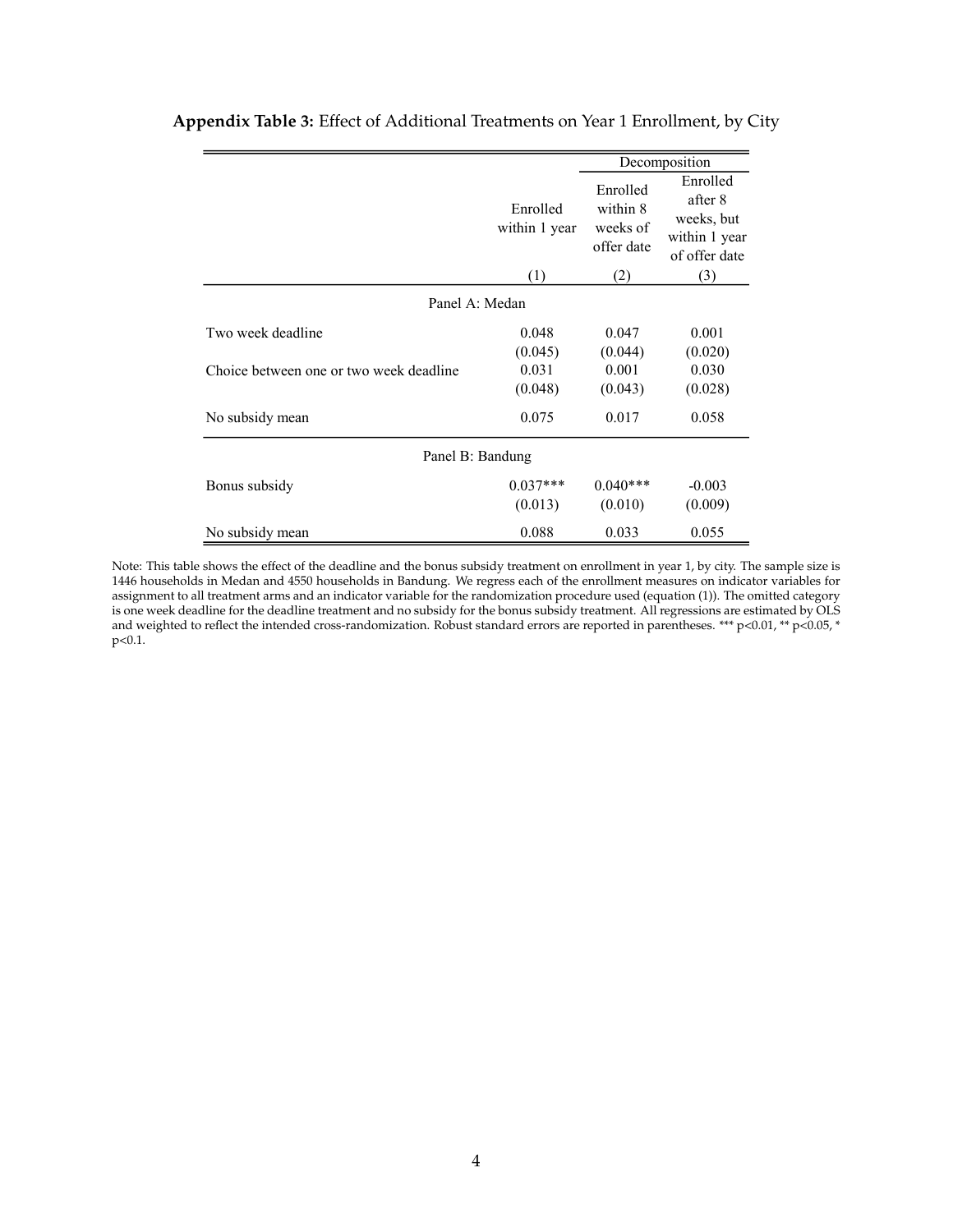**Appendix Table 3:** Effect of Additional Treatments on Year 1 Enrollment, by City

| | Enrolled within 1 year | Decomposition: Enrolled within 8 weeks of offer date | Decomposition: Enrolled after 8 weeks, but within 1 year of offer date |
|---|---|---|---|
| | (1) | (2) | (3) |
| **Panel A: Medan** | | | |
| Two week deadline | 0.048 | 0.047 | 0.001 |
| | (0.045) | (0.044) | (0.020) |
| Choice between one or two week deadline | 0.031 | 0.001 | 0.030 |
| | (0.048) | (0.043) | (0.028) |
| No subsidy mean | 0.075 | 0.017 | 0.058 |
| **Panel B: Bandung** | | | |
| Bonus subsidy | 0.037*** | 0.040*** | -0.003 |
| | (0.013) | (0.010) | (0.009) |
| No subsidy mean | 0.088 | 0.033 | 0.055 |

Note: This table shows the effect of the deadline and the bonus subsidy treatment on enrollment in year 1, by city. The sample size is 1446 households in Medan and 4550 households in Bandung. We regress each of the enrollment measures on indicator variables for assignment to all treatment arms and an indicator variable for the randomization procedure used (equation (1)). The omitted category is one week deadline for the deadline treatment and no subsidy for the bonus subsidy treatment. All regressions are estimated by OLS and weighted to reflect the intended cross-randomization. Robust standard errors are reported in parentheses. *** p<0.01, ** p<0.05, * p<0.1.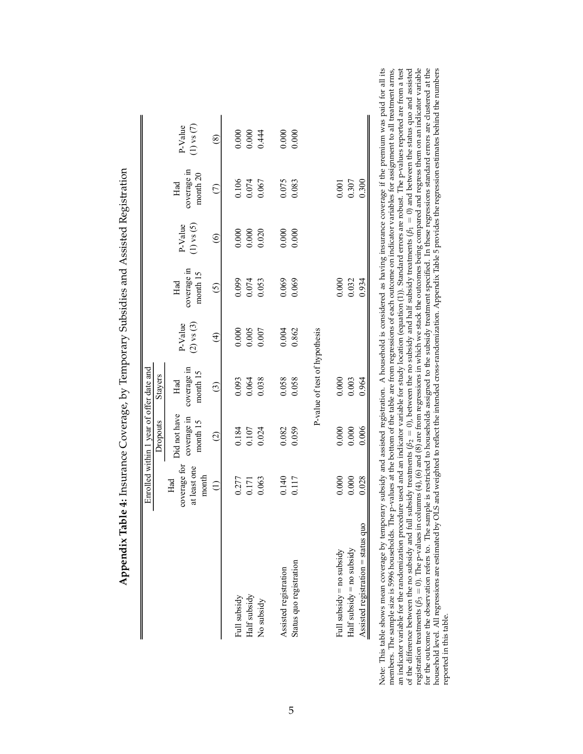# Appendix Table 4: Insurance Coverage, by Temporary Subsidies and Assisted Registration

| | Enrolled within 1 year of offer date and | | | | | | | |
|---|---|---|---|---|---|---|---|---|
| | | Dropouts | Stayers | | | | | |
| | Had coverage for at least one month | Did not have coverage in month 15 | Had coverage in month 15 | P-Value (2) vs (3) | Had coverage in month 15 | P-Value (1) vs (5) | Had coverage in month 20 | P-Value (1) vs (7) |
| | (1) | (2) | (3) | (4) | (5) | (6) | (7) | (8) |
| Full subsidy | 0.277 | 0.184 | 0.093 | 0.000 | 0.099 | 0.000 | 0.106 | 0.000 |
| Half subsidy | 0.171 | 0.107 | 0.064 | 0.005 | 0.074 | 0.000 | 0.074 | 0.000 |
| No subsidy | 0.063 | 0.024 | 0.038 | 0.007 | 0.053 | 0.020 | 0.067 | 0.444 |
| Assisted registration | 0.140 | 0.082 | 0.058 | 0.004 | 0.069 | 0.000 | 0.075 | 0.000 |
| Status quo registration | 0.117 | 0.059 | 0.058 | 0.862 | 0.069 | 0.000 | 0.083 | 0.000 |
| | | | P-value of test of hypothesis | | | | | |
| Full subsidy = no subsidy | 0.000 | 0.000 | 0.000 | | 0.000 | | 0.001 | |
| Half subsidy = no subsidy | 0.000 | 0.000 | 0.003 | | 0.032 | | 0.307 | |
| Assisted registration = status quo | 0.028 | 0.006 | 0.964 | | 0.934 | | 0.300 | |

Note: This table shows mean coverage by temporary subsidy and assisted registration. A household is considered as having insurance coverage if the premium was paid for all its members. The sample size is 5996 households. The p-values at the bottom of the table are from regressions of each outcome on indicator variables for assignment to all treatment arms, an indicator variable for the randomization procedure used and an indicator variable for study location (equation (1)). Standard errors are robust. The p-values reported are from a test of the difference between the no subsidy and full subsidy treatments ($\beta_2 = 0$), between the no subsidy and half subsidy treatments ($\beta_1 = 0$) and between the status quo and assisted registration treatments ($\beta_3 = 0$). The p-values in columns (4), (6) and (8) are from regressions in which we stack the outcomes being compared and regress them on an indicator variable for the outcome the observation refers to. The sample is restricted to households assigned to the subsidy treatment specified. In these regressions standard errors are clustered at the household level. All regressions are estimated by OLS and weighted to reflect the intended cross-randomization. Appendix Table 5 provides the regression estimates behind the numbers reported in this table.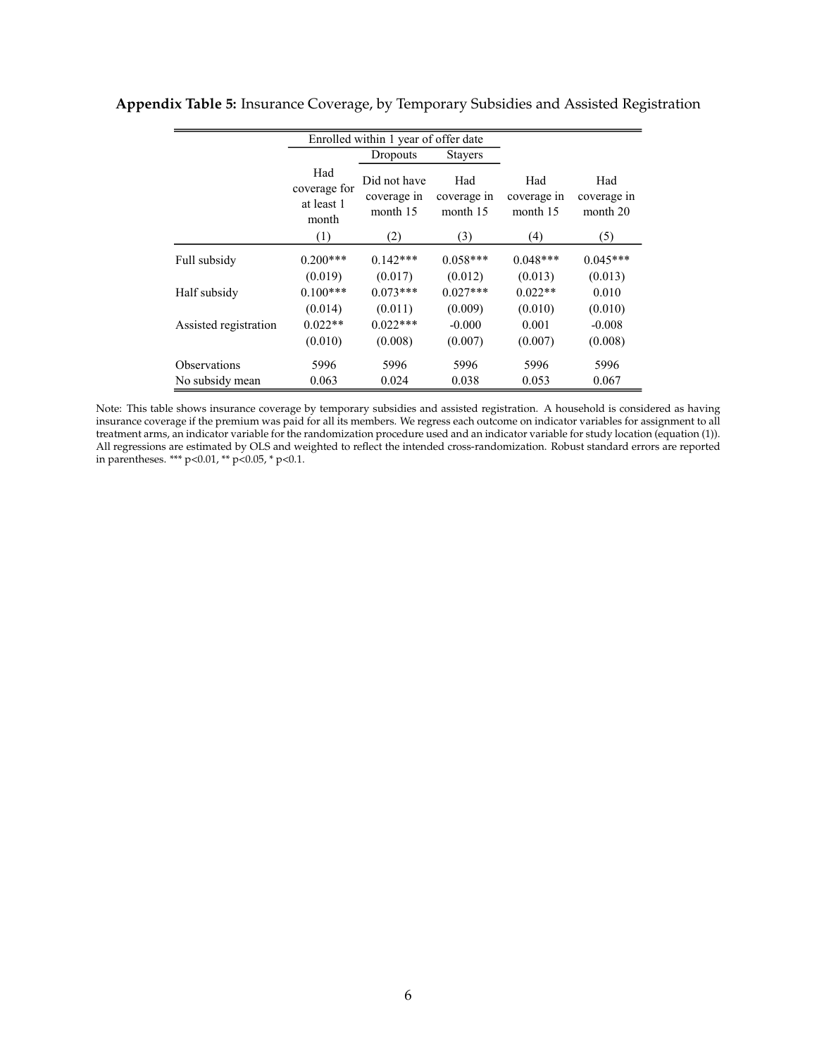**Appendix Table 5:** Insurance Coverage, by Temporary Subsidies and Assisted Registration

| | Enrolled within 1 year of offer date | | | | |
|---|---|---|---|---|---|
| | | Dropouts | Stayers | | |
| | Had coverage for at least 1 month | Did not have coverage in month 15 | Had coverage in month 15 | Had coverage in month 15 | Had coverage in month 20 |
| | (1) | (2) | (3) | (4) | (5) |
| Full subsidy | 0.200*** | 0.142*** | 0.058*** | 0.048*** | 0.045*** |
| | (0.019) | (0.017) | (0.012) | (0.013) | (0.013) |
| Half subsidy | 0.100*** | 0.073*** | 0.027*** | 0.022** | 0.010 |
| | (0.014) | (0.011) | (0.009) | (0.010) | (0.010) |
| Assisted registration | 0.022** | 0.022*** | -0.000 | 0.001 | -0.008 |
| | (0.010) | (0.008) | (0.007) | (0.007) | (0.008) |
| Observations | 5996 | 5996 | 5996 | 5996 | 5996 |
| No subsidy mean | 0.063 | 0.024 | 0.038 | 0.053 | 0.067 |

Note: This table shows insurance coverage by temporary subsidies and assisted registration. A household is considered as having insurance coverage if the premium was paid for all its members. We regress each outcome on indicator variables for assignment to all treatment arms, an indicator variable for the randomization procedure used and an indicator variable for study location (equation (1)). All regressions are estimated by OLS and weighted to reflect the intended cross-randomization. Robust standard errors are reported in parentheses. *** p<0.01, ** p<0.05, * p<0.1.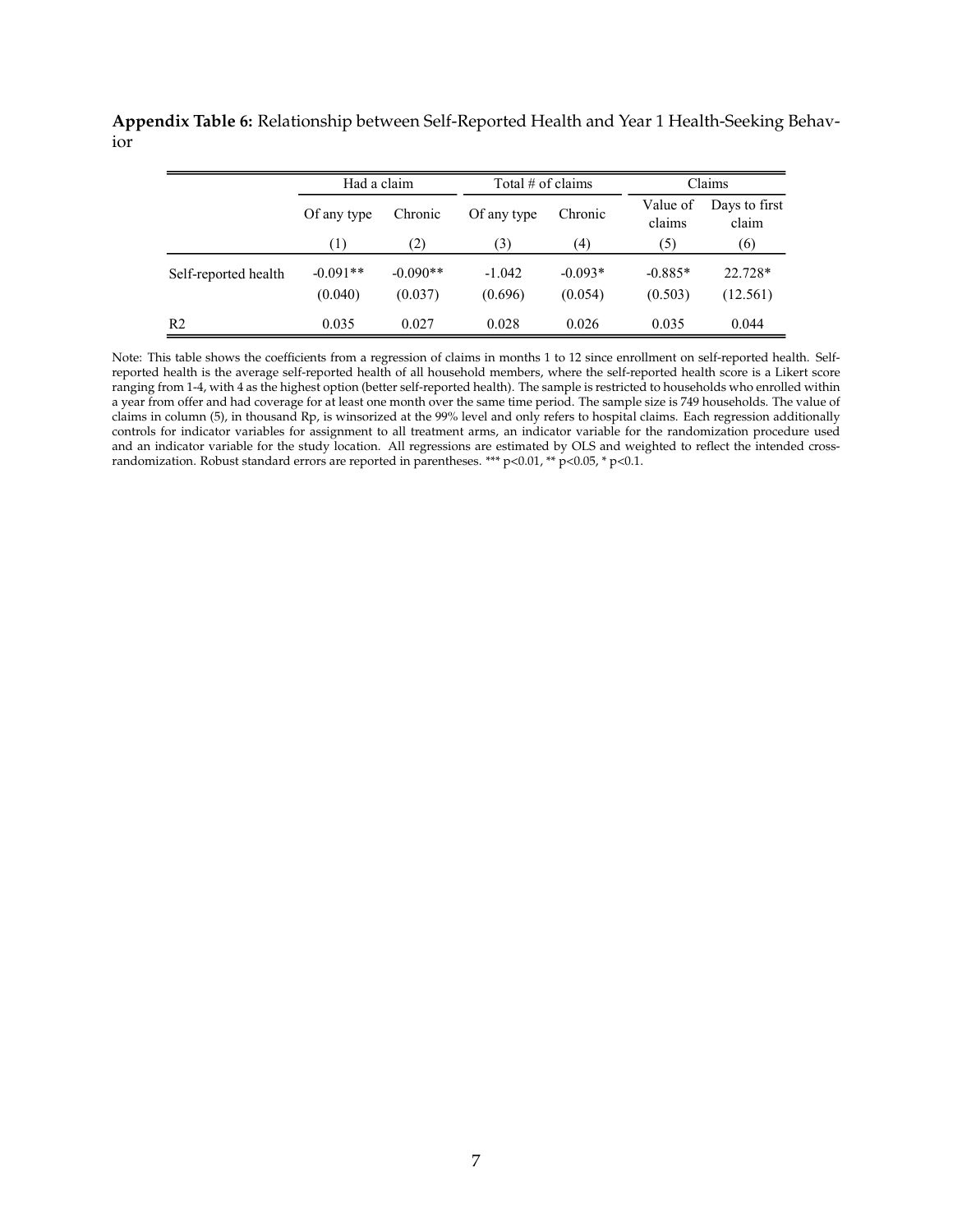**Appendix Table 6:** Relationship between Self-Reported Health and Year 1 Health-Seeking Behavior

| | Had a claim | | Total # of claims | | Claims | |
|---|---|---|---|---|---|---|
| | Of any type | Chronic | Of any type | Chronic | Value of claims | Days to first claim |
| | (1) | (2) | (3) | (4) | (5) | (6) |
| Self-reported health | -0.091** | -0.090** | -1.042 | -0.093* | -0.885* | 22.728* |
| | (0.040) | (0.037) | (0.696) | (0.054) | (0.503) | (12.561) |
| R2 | 0.035 | 0.027 | 0.028 | 0.026 | 0.035 | 0.044 |

Note: This table shows the coefficients from a regression of claims in months 1 to 12 since enrollment on self-reported health. Self-reported health is the average self-reported health of all household members, where the self-reported health score is a Likert score ranging from 1-4, with 4 as the highest option (better self-reported health). The sample is restricted to households who enrolled within a year from offer and had coverage for at least one month over the same time period. The sample size is 749 households. The value of claims in column (5), in thousand Rp, is winsorized at the 99% level and only refers to hospital claims. Each regression additionally controls for indicator variables for assignment to all treatment arms, an indicator variable for the randomization procedure used and an indicator variable for the study location. All regressions are estimated by OLS and weighted to reflect the intended cross-randomization. Robust standard errors are reported in parentheses. *** p<0.01, ** p<0.05, * p<0.1.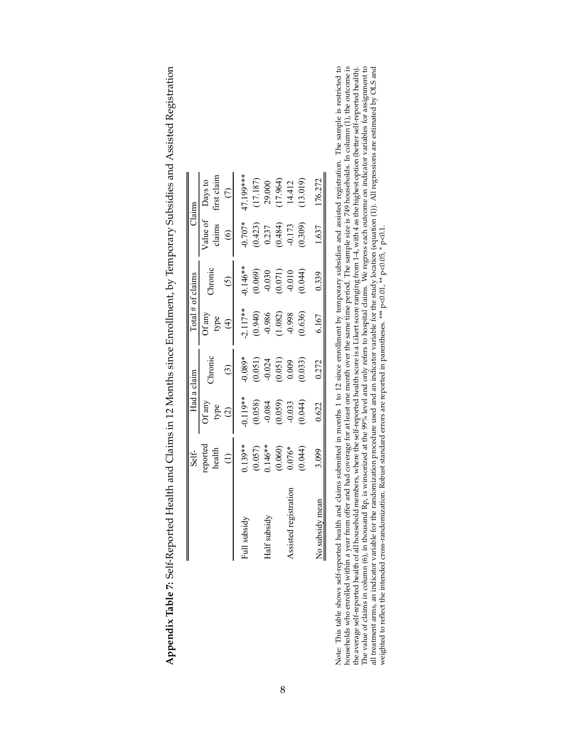**Appendix Table 7:** Self-Reported Health and Claims in 12 Months since Enrollment, by Temporary Subsidies and Assisted Registration

| | Self-reported health | Had a claim | | Total # of claims | | Claims | |
|---|---|---|---|---|---|---|---|
| | | Of any type | Chronic | Of any type | Chronic | Value of claims | Days to first claim |
| | (1) | (2) | (3) | (4) | (5) | (6) | (7) |
| Full subsidy | 0.139** | -0.119** | -0.089* | -2.117** | -0.146** | -0.707* | 47.199*** |
| | (0.057) | (0.058) | (0.051) | (0.940) | (0.069) | (0.423) | (17.187) |
| Half subsidy | 0.146** | -0.084 | -0.024 | -0.986 | -0.030 | 0.237 | 29.000 |
| | (0.060) | (0.059) | (0.051) | (1.082) | (0.071) | (0.484) | (17.964) |
| Assisted registration | 0.076* | -0.033 | 0.009 | -0.998 | -0.010 | -0.173 | 14.412 |
| | (0.044) | (0.044) | (0.033) | (0.636) | (0.044) | (0.309) | (13.019) |
| No subsidy mean | 3.099 | 0.622 | 0.272 | 6.167 | 0.339 | 1.637 | 176.272 |

Note: This table shows self-reported health and claims submitted in months 1 to 12 since enrollment by temporary subsidies and assisted registration. The sample is restricted to households who enrolled within a year from offer and had coverage for at least one month over the same time period. The sample size is 749 households. In column (1), the outcome is the average self-reported health of all household members, where the self-reported health score is a Likert score ranging from 1-4, with 4 as the highest option (better self-reported health). The value of claims in column (6), in thousand Rp, is winsorized at the 99% level and only refers to hospital claims. We regress each outcome on indicator variables for assignment to all treatment arms, an indicator variable for the randomization procedure used and an indicator variable for the study location (equation (1)). All regressions are estimated by OLS and weighted to reflect the intended cross-randomization. Robust standard errors are reported in parentheses. *** $p<0.01$, ** $p<0.05$, * $p<0.1$.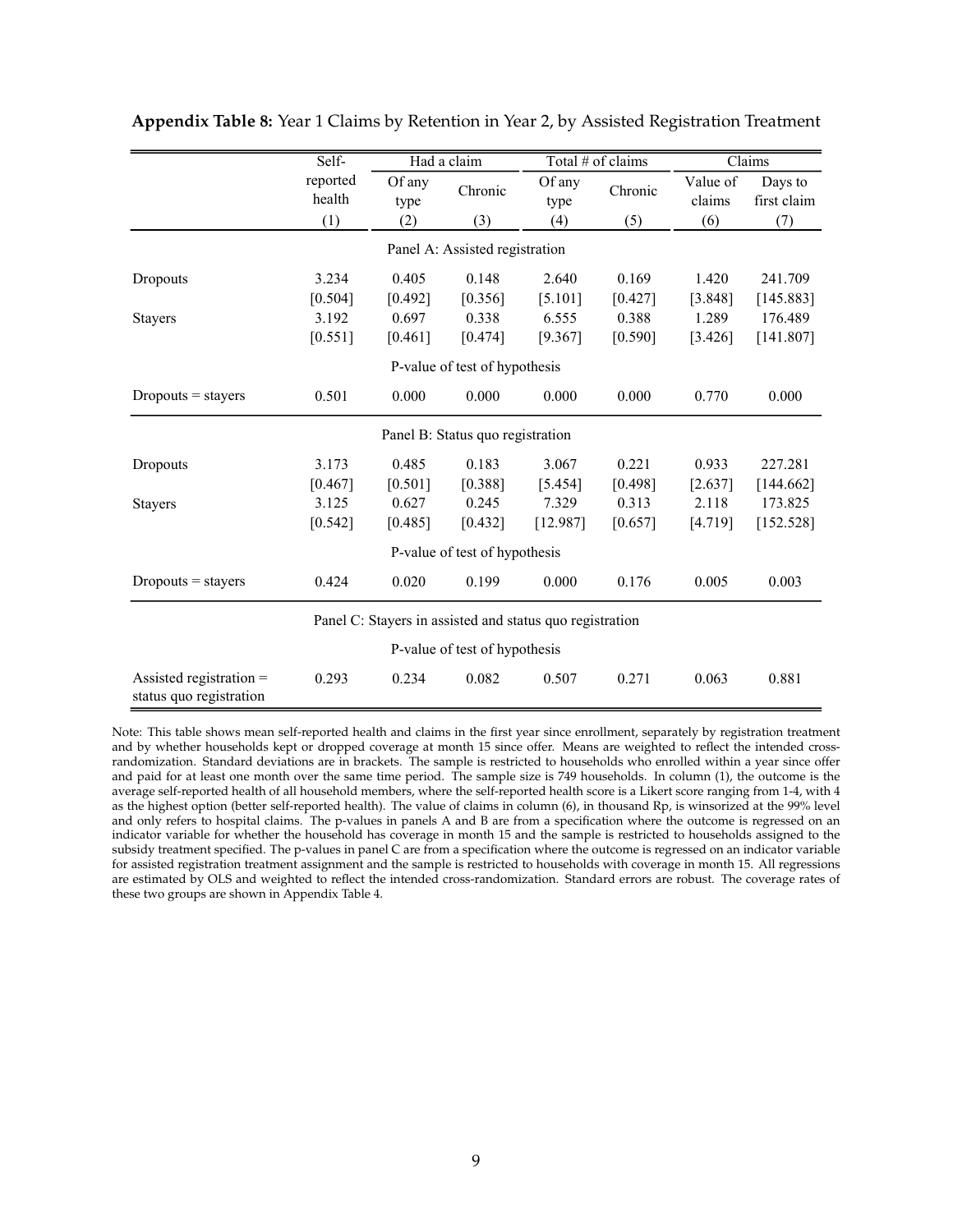**Appendix Table 8:** Year 1 Claims by Retention in Year 2, by Assisted Registration Treatment

| | Self-reported health | Had a claim | | Total # of claims | | Claims | |
|---|---|---|---|---|---|---|---|
| | | Of any type | Chronic | Of any type | Chronic | Value of claims | Days to first claim |
| | (1) | (2) | (3) | (4) | (5) | (6) | (7) |
| **Panel A: Assisted registration** | | | | | | | |
| Dropouts | 3.234 | 0.405 | 0.148 | 2.640 | 0.169 | 1.420 | 241.709 |
| | [0.504] | [0.492] | [0.356] | [5.101] | [0.427] | [3.848] | [145.883] |
| Stayers | 3.192 | 0.697 | 0.338 | 6.555 | 0.388 | 1.289 | 176.489 |
| | [0.551] | [0.461] | [0.474] | [9.367] | [0.590] | [3.426] | [141.807] |
| *P-value of test of hypothesis* | | | | | | | |
| Dropouts = stayers | 0.501 | 0.000 | 0.000 | 0.000 | 0.000 | 0.770 | 0.000 |
| **Panel B: Status quo registration** | | | | | | | |
| Dropouts | 3.173 | 0.485 | 0.183 | 3.067 | 0.221 | 0.933 | 227.281 |
| | [0.467] | [0.501] | [0.388] | [5.454] | [0.498] | [2.637] | [144.662] |
| Stayers | 3.125 | 0.627 | 0.245 | 7.329 | 0.313 | 2.118 | 173.825 |
| | [0.542] | [0.485] | [0.432] | [12.987] | [0.657] | [4.719] | [152.528] |
| *P-value of test of hypothesis* | | | | | | | |
| Dropouts = stayers | 0.424 | 0.020 | 0.199 | 0.000 | 0.176 | 0.005 | 0.003 |
| **Panel C: Stayers in assisted and status quo registration** | | | | | | | |
| *P-value of test of hypothesis* | | | | | | | |
| Assisted registration = status quo registration | 0.293 | 0.234 | 0.082 | 0.507 | 0.271 | 0.063 | 0.881 |

Note: This table shows mean self-reported health and claims in the first year since enrollment, separately by registration treatment and by whether households kept or dropped coverage at month 15 since offer. Means are weighted to reflect the intended cross-randomization. Standard deviations are in brackets. The sample is restricted to households who enrolled within a year since offer and paid for at least one month over the same time period. The sample size is 749 households. In column (1), the outcome is the average self-reported health of all household members, where the self-reported health score is a Likert score ranging from 1-4, with 4 as the highest option (better self-reported health). The value of claims in column (6), in thousand Rp, is winsorized at the 99% level and only refers to hospital claims. The p-values in panels A and B are from a specification where the outcome is regressed on an indicator variable for whether the household has coverage in month 15 and the sample is restricted to households assigned to the subsidy treatment specified. The p-values in panel C are from a specification where the outcome is regressed on an indicator variable for assisted registration treatment assignment and the sample is restricted to households with coverage in month 15. All regressions are estimated by OLS and weighted to reflect the intended cross-randomization. Standard errors are robust. The coverage rates of these two groups are shown in Appendix Table 4.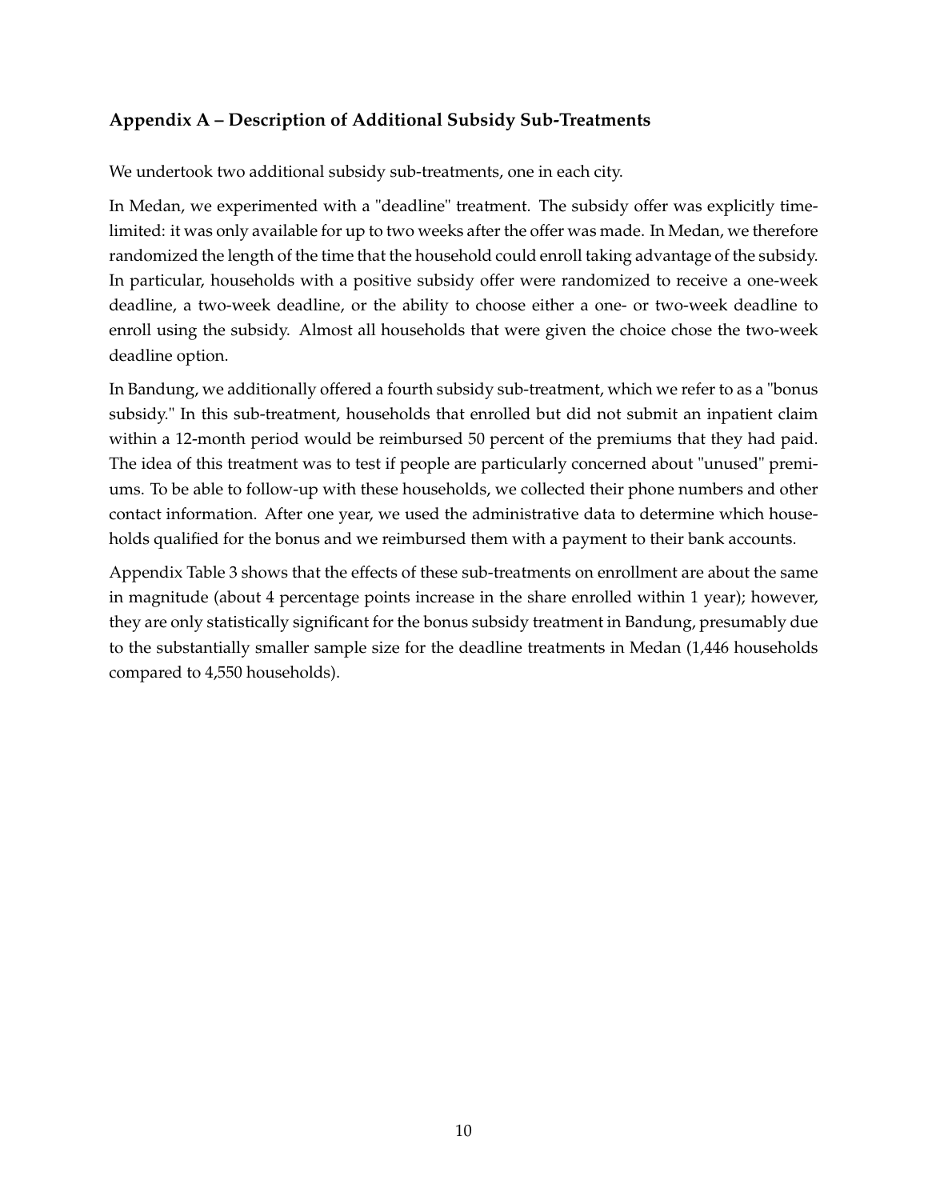### Appendix A – Description of Additional Subsidy Sub-Treatments

We undertook two additional subsidy sub-treatments, one in each city.

In Medan, we experimented with a "deadline" treatment. The subsidy offer was explicitly time-limited: it was only available for up to two weeks after the offer was made. In Medan, we therefore randomized the length of the time that the household could enroll taking advantage of the subsidy. In particular, households with a positive subsidy offer were randomized to receive a one-week deadline, a two-week deadline, or the ability to choose either a one- or two-week deadline to enroll using the subsidy. Almost all households that were given the choice chose the two-week deadline option.

In Bandung, we additionally offered a fourth subsidy sub-treatment, which we refer to as a "bonus subsidy." In this sub-treatment, households that enrolled but did not submit an inpatient claim within a 12-month period would be reimbursed 50 percent of the premiums that they had paid. The idea of this treatment was to test if people are particularly concerned about "unused" premiums. To be able to follow-up with these households, we collected their phone numbers and other contact information. After one year, we used the administrative data to determine which households qualified for the bonus and we reimbursed them with a payment to their bank accounts.

Appendix Table 3 shows that the effects of these sub-treatments on enrollment are about the same in magnitude (about 4 percentage points increase in the share enrolled within 1 year); however, they are only statistically significant for the bonus subsidy treatment in Bandung, presumably due to the substantially smaller sample size for the deadline treatments in Medan (1,446 households compared to 4,550 households).